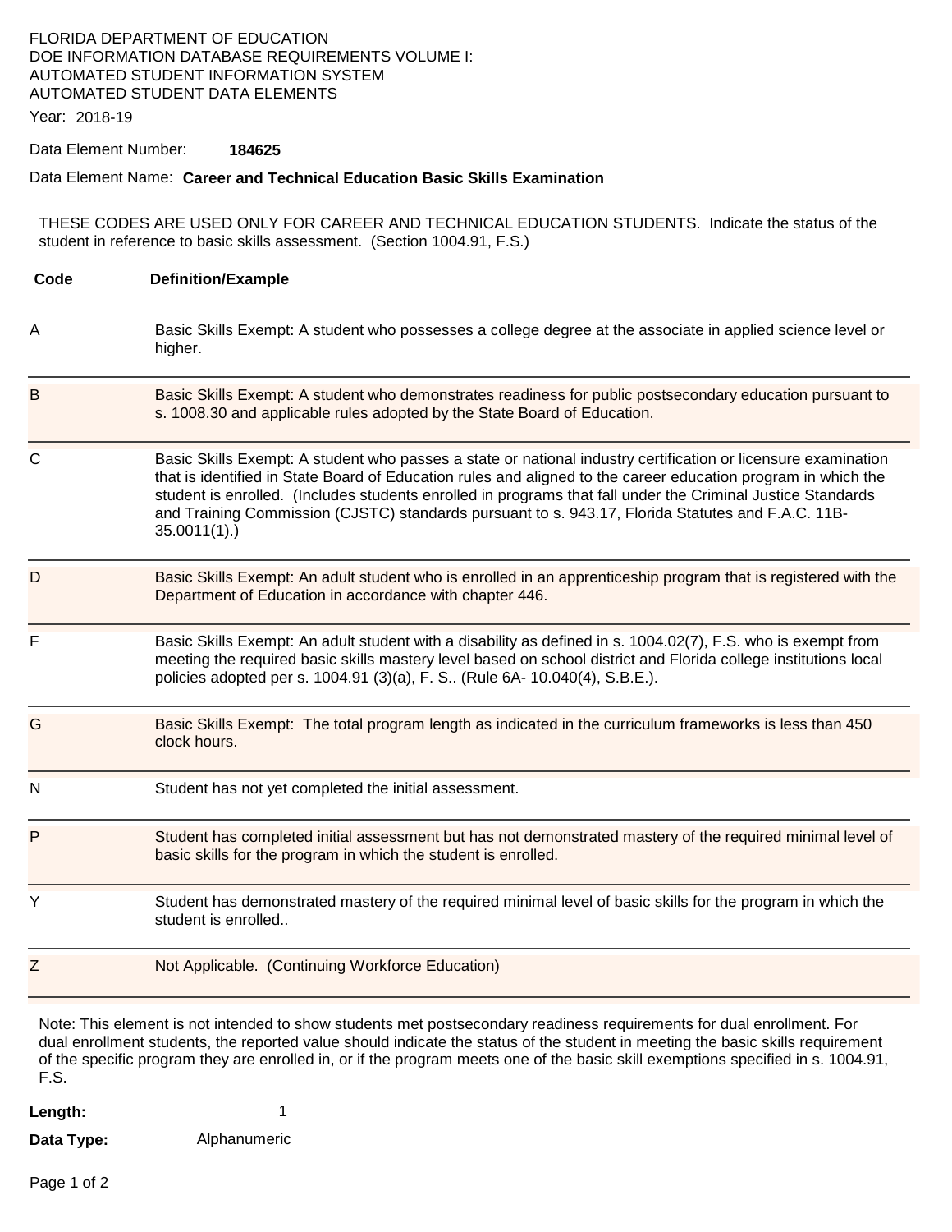FLORIDA DEPARTMENT OF EDUCATION
DOE INFORMATION DATABASE REQUIREMENTS VOLUME I:
AUTOMATED STUDENT INFORMATION SYSTEM
AUTOMATED STUDENT DATA ELEMENTS

Year: 2018-19

Data Element Number: **184625**

Data Element Name: **Career and Technical Education Basic Skills Examination**

---

THESE CODES ARE USED ONLY FOR CAREER AND TECHNICAL EDUCATION STUDENTS. Indicate the status of the student in reference to basic skills assessment. (Section 1004.91, F.S.)

| Code | Definition/Example |
|---|---|
| A | Basic Skills Exempt: A student who possesses a college degree at the associate in applied science level or higher. |
| B | Basic Skills Exempt: A student who demonstrates readiness for public postsecondary education pursuant to s. 1008.30 and applicable rules adopted by the State Board of Education. |
| C | Basic Skills Exempt: A student who passes a state or national industry certification or licensure examination that is identified in State Board of Education rules and aligned to the career education program in which the student is enrolled. (Includes students enrolled in programs that fall under the Criminal Justice Standards and Training Commission (CJSTC) standards pursuant to s. 943.17, Florida Statutes and F.A.C. 11B-35.0011(1).) |
| D | Basic Skills Exempt: An adult student who is enrolled in an apprenticeship program that is registered with the Department of Education in accordance with chapter 446. |
| F | Basic Skills Exempt: An adult student with a disability as defined in s. 1004.02(7), F.S. who is exempt from meeting the required basic skills mastery level based on school district and Florida college institutions local policies adopted per s. 1004.91 (3)(a), F. S.. (Rule 6A- 10.040(4), S.B.E.). |
| G | Basic Skills Exempt: The total program length as indicated in the curriculum frameworks is less than 450 clock hours. |
| N | Student has not yet completed the initial assessment. |
| P | Student has completed initial assessment but has not demonstrated mastery of the required minimal level of basic skills for the program in which the student is enrolled. |
| Y | Student has demonstrated mastery of the required minimal level of basic skills for the program in which the student is enrolled.. |
| Z | Not Applicable. (Continuing Workforce Education) |

Note: This element is not intended to show students met postsecondary readiness requirements for dual enrollment. For dual enrollment students, the reported value should indicate the status of the student in meeting the basic skills requirement of the specific program they are enrolled in, or if the program meets one of the basic skill exemptions specified in s. 1004.91, F.S.

**Length:** 1

**Data Type:** Alphanumeric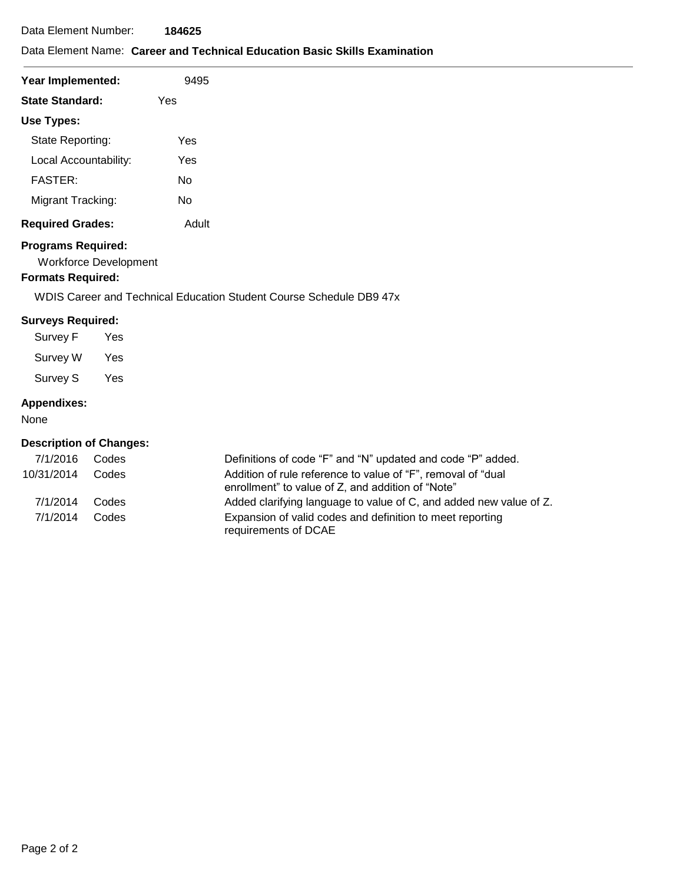Data Element Number: **184625**

Data Element Name: **Career and Technical Education Basic Skills Examination**

---

**Year Implemented:** 9495

**State Standard:** Yes

**Use Types:**

| | |
|---|---|
| State Reporting: | Yes |
| Local Accountability: | Yes |
| FASTER: | No |
| Migrant Tracking: | No |

**Required Grades:** Adult

**Programs Required:**

Workforce Development

**Formats Required:**

WDIS Career and Technical Education Student Course Schedule DB9 47x

**Surveys Required:**

| | |
|---|---|
| Survey F | Yes |
| Survey W | Yes |
| Survey S | Yes |

**Appendixes:**

None

**Description of Changes:**

| | | |
|---|---|---|
| 7/1/2016 | Codes | Definitions of code “F” and “N” updated and code “P” added. |
| 10/31/2014 | Codes | Addition of rule reference to value of “F”, removal of “dual enrollment” to value of Z, and addition of “Note” |
| 7/1/2014 | Codes | Added clarifying language to value of C, and added new value of Z. |
| 7/1/2014 | Codes | Expansion of valid codes and definition to meet reporting requirements of DCAE |